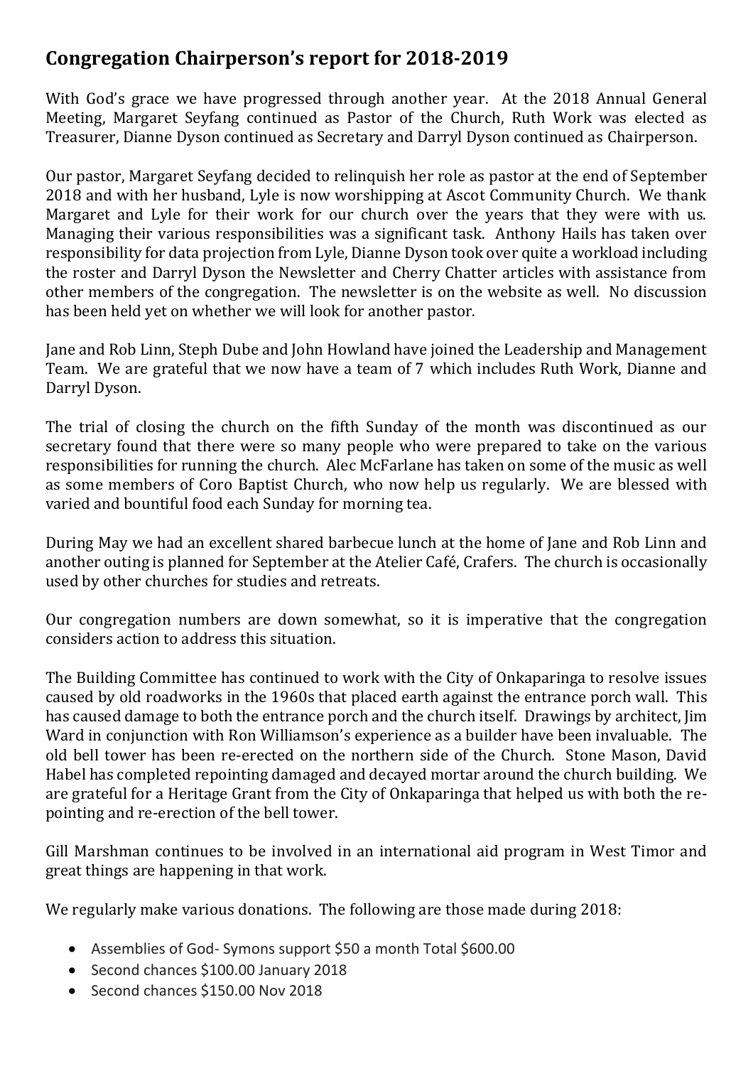## Congregation Chairperson's report for 2018-2019

With God's grace we have progressed through another year. At the 2018 Annual General Meeting, Margaret Seyfang continued as Pastor of the Church, Ruth Work was elected as Treasurer, Dianne Dyson continued as Secretary and Darryl Dyson continued as Chairperson.

Our pastor, Margaret Seyfang decided to relinquish her role as pastor at the end of September 2018 and with her husband, Lyle is now worshipping at Ascot Community Church. We thank Margaret and Lyle for their work for our church over the years that they were with us. Managing their various responsibilities was a significant task. Anthony Hails has taken over responsibility for data projection from Lyle, Dianne Dyson took over quite a workload including the roster and Darryl Dyson the Newsletter and Cherry Chatter articles with assistance from other members of the congregation. The newsletter is on the website as well. No discussion has been held yet on whether we will look for another pastor.

Jane and Rob Linn, Steph Dube and John Howland have joined the Leadership and Management Team. We are grateful that we now have a team of 7 which includes Ruth Work, Dianne and Darryl Dyson.

The trial of closing the church on the fifth Sunday of the month was discontinued as our secretary found that there were so many people who were prepared to take on the various responsibilities for running the church. Alec McFarlane has taken on some of the music as well as some members of Coro Baptist Church, who now help us regularly. We are blessed with varied and bountiful food each Sunday for morning tea.

During May we had an excellent shared barbecue lunch at the home of Jane and Rob Linn and another outing is planned for September at the Atelier Café, Crafers. The church is occasionally used by other churches for studies and retreats.

Our congregation numbers are down somewhat, so it is imperative that the congregation considers action to address this situation.

The Building Committee has continued to work with the City of Onkaparinga to resolve issues caused by old roadworks in the 1960s that placed earth against the entrance porch wall. This has caused damage to both the entrance porch and the church itself. Drawings by architect, Jim Ward in conjunction with Ron Williamson's experience as a builder have been invaluable. The old bell tower has been re-erected on the northern side of the Church. Stone Mason, David Habel has completed repointing damaged and decayed mortar around the church building. We are grateful for a Heritage Grant from the City of Onkaparinga that helped us with both the re-pointing and re-erection of the bell tower.

Gill Marshman continues to be involved in an international aid program in West Timor and great things are happening in that work.

We regularly make various donations. The following are those made during 2018:

- Assemblies of God- Symons support $50 a month Total $600.00
- Second chances $100.00 January 2018
- Second chances $150.00 Nov 2018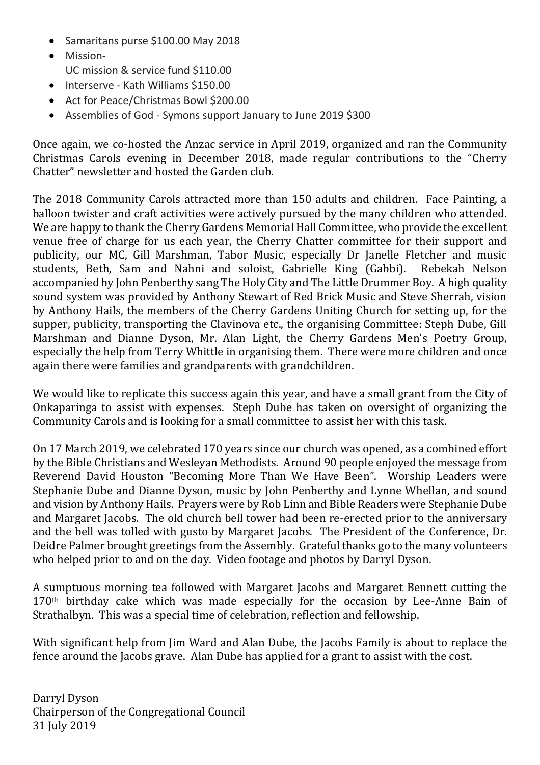- Samaritans purse $100.00 May 2018
- Mission-
  UC mission & service fund $110.00
- Interserve - Kath Williams $150.00
- Act for Peace/Christmas Bowl $200.00
- Assemblies of God - Symons support January to June 2019 $300

Once again, we co-hosted the Anzac service in April 2019, organized and ran the Community Christmas Carols evening in December 2018, made regular contributions to the "Cherry Chatter" newsletter and hosted the Garden club.

The 2018 Community Carols attracted more than 150 adults and children. Face Painting, a balloon twister and craft activities were actively pursued by the many children who attended. We are happy to thank the Cherry Gardens Memorial Hall Committee, who provide the excellent venue free of charge for us each year, the Cherry Chatter committee for their support and publicity, our MC, Gill Marshman, Tabor Music, especially Dr Janelle Fletcher and music students, Beth, Sam and Nahni and soloist, Gabrielle King (Gabbi). Rebekah Nelson accompanied by John Penberthy sang The Holy City and The Little Drummer Boy. A high quality sound system was provided by Anthony Stewart of Red Brick Music and Steve Sherrah, vision by Anthony Hails, the members of the Cherry Gardens Uniting Church for setting up, for the supper, publicity, transporting the Clavinova etc., the organising Committee: Steph Dube, Gill Marshman and Dianne Dyson, Mr. Alan Light, the Cherry Gardens Men's Poetry Group, especially the help from Terry Whittle in organising them. There were more children and once again there were families and grandparents with grandchildren.

We would like to replicate this success again this year, and have a small grant from the City of Onkaparinga to assist with expenses. Steph Dube has taken on oversight of organizing the Community Carols and is looking for a small committee to assist her with this task.

On 17 March 2019, we celebrated 170 years since our church was opened, as a combined effort by the Bible Christians and Wesleyan Methodists. Around 90 people enjoyed the message from Reverend David Houston "Becoming More Than We Have Been". Worship Leaders were Stephanie Dube and Dianne Dyson, music by John Penberthy and Lynne Whellan, and sound and vision by Anthony Hails. Prayers were by Rob Linn and Bible Readers were Stephanie Dube and Margaret Jacobs. The old church bell tower had been re-erected prior to the anniversary and the bell was tolled with gusto by Margaret Jacobs. The President of the Conference, Dr. Deidre Palmer brought greetings from the Assembly. Grateful thanks go to the many volunteers who helped prior to and on the day. Video footage and photos by Darryl Dyson.

A sumptuous morning tea followed with Margaret Jacobs and Margaret Bennett cutting the 170th birthday cake which was made especially for the occasion by Lee-Anne Bain of Strathalbyn. This was a special time of celebration, reflection and fellowship.

With significant help from Jim Ward and Alan Dube, the Jacobs Family is about to replace the fence around the Jacobs grave. Alan Dube has applied for a grant to assist with the cost.

Darryl Dyson
Chairperson of the Congregational Council
31 July 2019